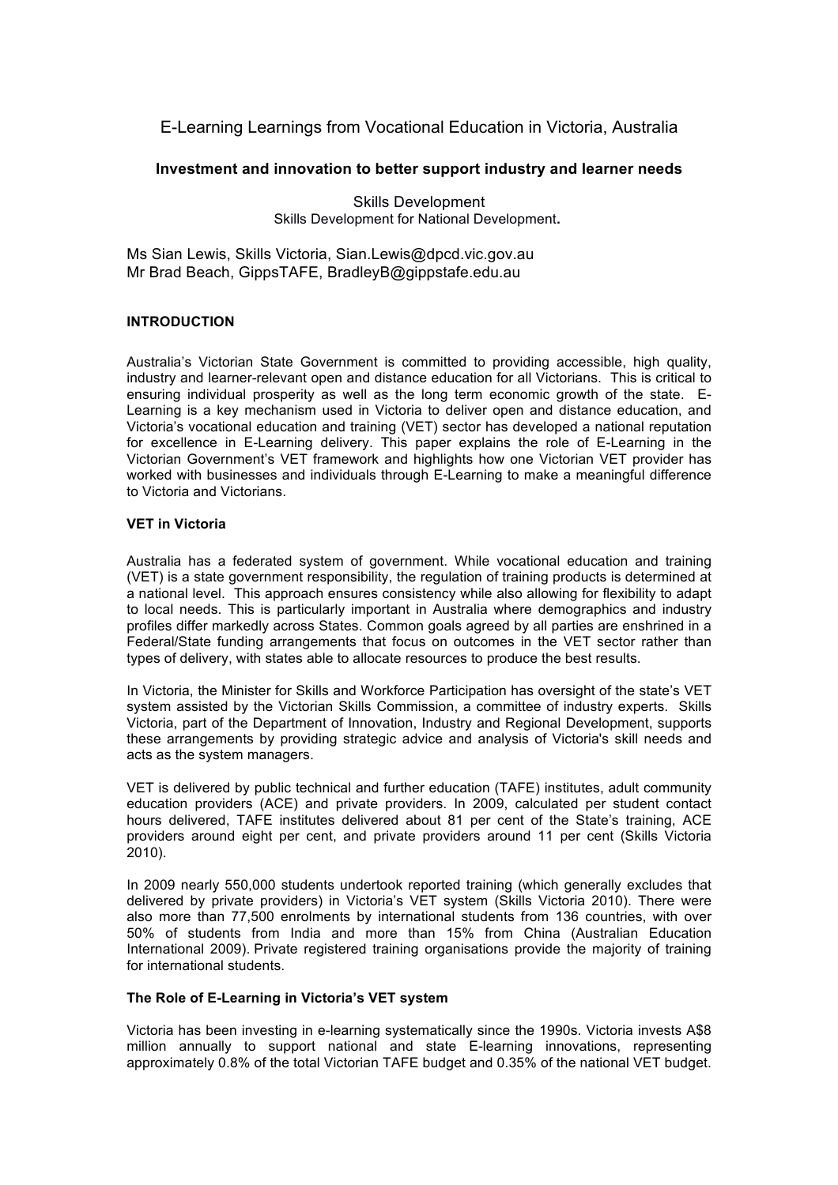# E-Learning Learnings from Vocational Education in Victoria, Australia

**Investment and innovation to better support industry and learner needs**

Skills Development
Skills Development for National Development**.**

Ms Sian Lewis, Skills Victoria, Sian.Lewis@dpcd.vic.gov.au
Mr Brad Beach, GippsTAFE, BradleyB@gippstafe.edu.au

## INTRODUCTION

Australia's Victorian State Government is committed to providing accessible, high quality, industry and learner-relevant open and distance education for all Victorians. This is critical to ensuring individual prosperity as well as the long term economic growth of the state. E-Learning is a key mechanism used in Victoria to deliver open and distance education, and Victoria's vocational education and training (VET) sector has developed a national reputation for excellence in E-Learning delivery. This paper explains the role of E-Learning in the Victorian Government's VET framework and highlights how one Victorian VET provider has worked with businesses and individuals through E-Learning to make a meaningful difference to Victoria and Victorians.

### VET in Victoria

Australia has a federated system of government. While vocational education and training (VET) is a state government responsibility, the regulation of training products is determined at a national level. This approach ensures consistency while also allowing for flexibility to adapt to local needs. This is particularly important in Australia where demographics and industry profiles differ markedly across States. Common goals agreed by all parties are enshrined in a Federal/State funding arrangements that focus on outcomes in the VET sector rather than types of delivery, with states able to allocate resources to produce the best results.

In Victoria, the Minister for Skills and Workforce Participation has oversight of the state's VET system assisted by the Victorian Skills Commission, a committee of industry experts. Skills Victoria, part of the Department of Innovation, Industry and Regional Development, supports these arrangements by providing strategic advice and analysis of Victoria's skill needs and acts as the system managers.

VET is delivered by public technical and further education (TAFE) institutes, adult community education providers (ACE) and private providers. In 2009, calculated per student contact hours delivered, TAFE institutes delivered about 81 per cent of the State's training, ACE providers around eight per cent, and private providers around 11 per cent (Skills Victoria 2010).

In 2009 nearly 550,000 students undertook reported training (which generally excludes that delivered by private providers) in Victoria's VET system (Skills Victoria 2010). There were also more than 77,500 enrolments by international students from 136 countries, with over 50% of students from India and more than 15% from China (Australian Education International 2009). Private registered training organisations provide the majority of training for international students.

### The Role of E-Learning in Victoria's VET system

Victoria has been investing in e-learning systematically since the 1990s. Victoria invests A$8 million annually to support national and state E-learning innovations, representing approximately 0.8% of the total Victorian TAFE budget and 0.35% of the national VET budget.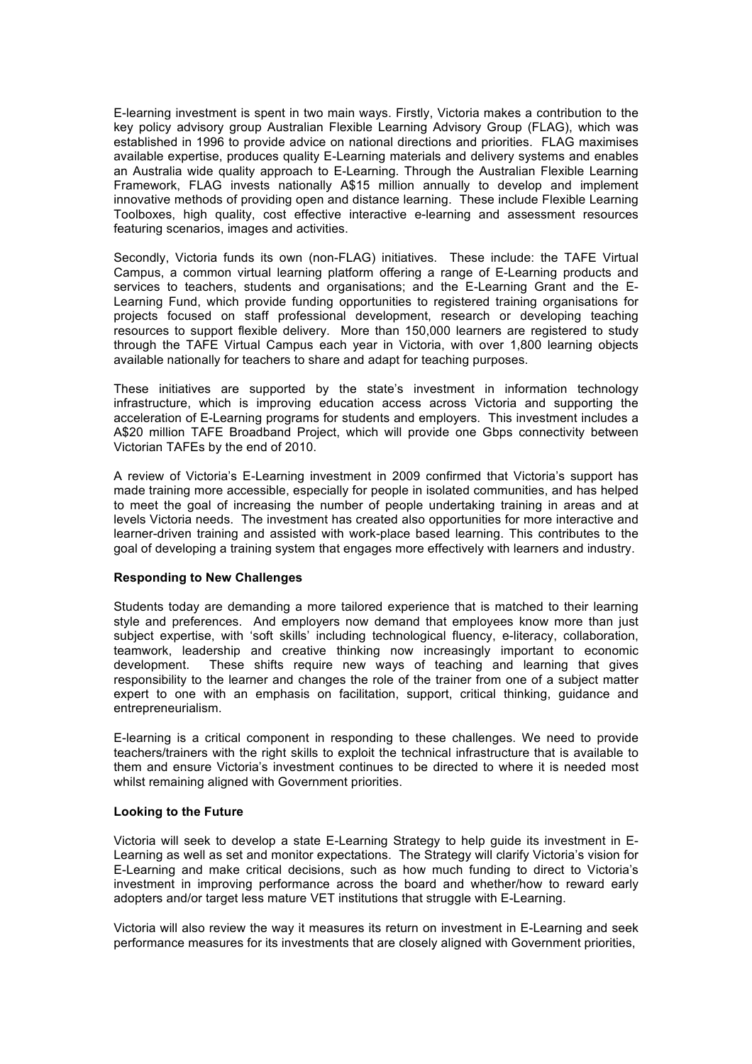E-learning investment is spent in two main ways. Firstly, Victoria makes a contribution to the key policy advisory group Australian Flexible Learning Advisory Group (FLAG), which was established in 1996 to provide advice on national directions and priorities. FLAG maximises available expertise, produces quality E-Learning materials and delivery systems and enables an Australia wide quality approach to E-Learning. Through the Australian Flexible Learning Framework, FLAG invests nationally A$15 million annually to develop and implement innovative methods of providing open and distance learning. These include Flexible Learning Toolboxes, high quality, cost effective interactive e-learning and assessment resources featuring scenarios, images and activities.

Secondly, Victoria funds its own (non-FLAG) initiatives. These include: the TAFE Virtual Campus, a common virtual learning platform offering a range of E-Learning products and services to teachers, students and organisations; and the E-Learning Grant and the E-Learning Fund, which provide funding opportunities to registered training organisations for projects focused on staff professional development, research or developing teaching resources to support flexible delivery. More than 150,000 learners are registered to study through the TAFE Virtual Campus each year in Victoria, with over 1,800 learning objects available nationally for teachers to share and adapt for teaching purposes.

These initiatives are supported by the state's investment in information technology infrastructure, which is improving education access across Victoria and supporting the acceleration of E-Learning programs for students and employers. This investment includes a A$20 million TAFE Broadband Project, which will provide one Gbps connectivity between Victorian TAFEs by the end of 2010.

A review of Victoria's E-Learning investment in 2009 confirmed that Victoria's support has made training more accessible, especially for people in isolated communities, and has helped to meet the goal of increasing the number of people undertaking training in areas and at levels Victoria needs. The investment has created also opportunities for more interactive and learner-driven training and assisted with work-place based learning. This contributes to the goal of developing a training system that engages more effectively with learners and industry.

**Responding to New Challenges**

Students today are demanding a more tailored experience that is matched to their learning style and preferences. And employers now demand that employees know more than just subject expertise, with 'soft skills' including technological fluency, e-literacy, collaboration, teamwork, leadership and creative thinking now increasingly important to economic development. These shifts require new ways of teaching and learning that gives responsibility to the learner and changes the role of the trainer from one of a subject matter expert to one with an emphasis on facilitation, support, critical thinking, guidance and entrepreneurialism.

E-learning is a critical component in responding to these challenges. We need to provide teachers/trainers with the right skills to exploit the technical infrastructure that is available to them and ensure Victoria's investment continues to be directed to where it is needed most whilst remaining aligned with Government priorities.

**Looking to the Future**

Victoria will seek to develop a state E-Learning Strategy to help guide its investment in E-Learning as well as set and monitor expectations. The Strategy will clarify Victoria's vision for E-Learning and make critical decisions, such as how much funding to direct to Victoria's investment in improving performance across the board and whether/how to reward early adopters and/or target less mature VET institutions that struggle with E-Learning.

Victoria will also review the way it measures its return on investment in E-Learning and seek performance measures for its investments that are closely aligned with Government priorities,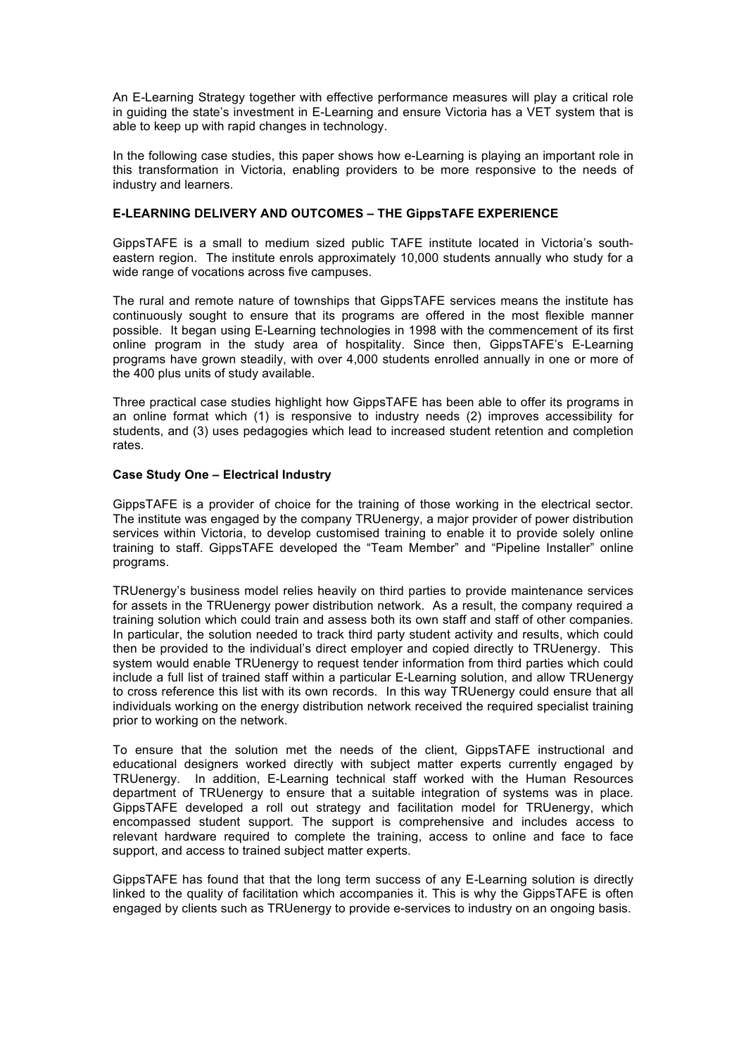An E-Learning Strategy together with effective performance measures will play a critical role in guiding the state's investment in E-Learning and ensure Victoria has a VET system that is able to keep up with rapid changes in technology.

In the following case studies, this paper shows how e-Learning is playing an important role in this transformation in Victoria, enabling providers to be more responsive to the needs of industry and learners.

## E-LEARNING DELIVERY AND OUTCOMES – THE GippsTAFE EXPERIENCE

GippsTAFE is a small to medium sized public TAFE institute located in Victoria's south-eastern region. The institute enrols approximately 10,000 students annually who study for a wide range of vocations across five campuses.

The rural and remote nature of townships that GippsTAFE services means the institute has continuously sought to ensure that its programs are offered in the most flexible manner possible. It began using E-Learning technologies in 1998 with the commencement of its first online program in the study area of hospitality. Since then, GippsTAFE's E-Learning programs have grown steadily, with over 4,000 students enrolled annually in one or more of the 400 plus units of study available.

Three practical case studies highlight how GippsTAFE has been able to offer its programs in an online format which (1) is responsive to industry needs (2) improves accessibility for students, and (3) uses pedagogies which lead to increased student retention and completion rates.

### Case Study One – Electrical Industry

GippsTAFE is a provider of choice for the training of those working in the electrical sector. The institute was engaged by the company TRUenergy, a major provider of power distribution services within Victoria, to develop customised training to enable it to provide solely online training to staff. GippsTAFE developed the "Team Member" and "Pipeline Installer" online programs.

TRUenergy's business model relies heavily on third parties to provide maintenance services for assets in the TRUenergy power distribution network. As a result, the company required a training solution which could train and assess both its own staff and staff of other companies. In particular, the solution needed to track third party student activity and results, which could then be provided to the individual's direct employer and copied directly to TRUenergy. This system would enable TRUenergy to request tender information from third parties which could include a full list of trained staff within a particular E-Learning solution, and allow TRUenergy to cross reference this list with its own records. In this way TRUenergy could ensure that all individuals working on the energy distribution network received the required specialist training prior to working on the network.

To ensure that the solution met the needs of the client, GippsTAFE instructional and educational designers worked directly with subject matter experts currently engaged by TRUenergy. In addition, E-Learning technical staff worked with the Human Resources department of TRUenergy to ensure that a suitable integration of systems was in place. GippsTAFE developed a roll out strategy and facilitation model for TRUenergy, which encompassed student support. The support is comprehensive and includes access to relevant hardware required to complete the training, access to online and face to face support, and access to trained subject matter experts.

GippsTAFE has found that that the long term success of any E-Learning solution is directly linked to the quality of facilitation which accompanies it. This is why the GippsTAFE is often engaged by clients such as TRUenergy to provide e-services to industry on an ongoing basis.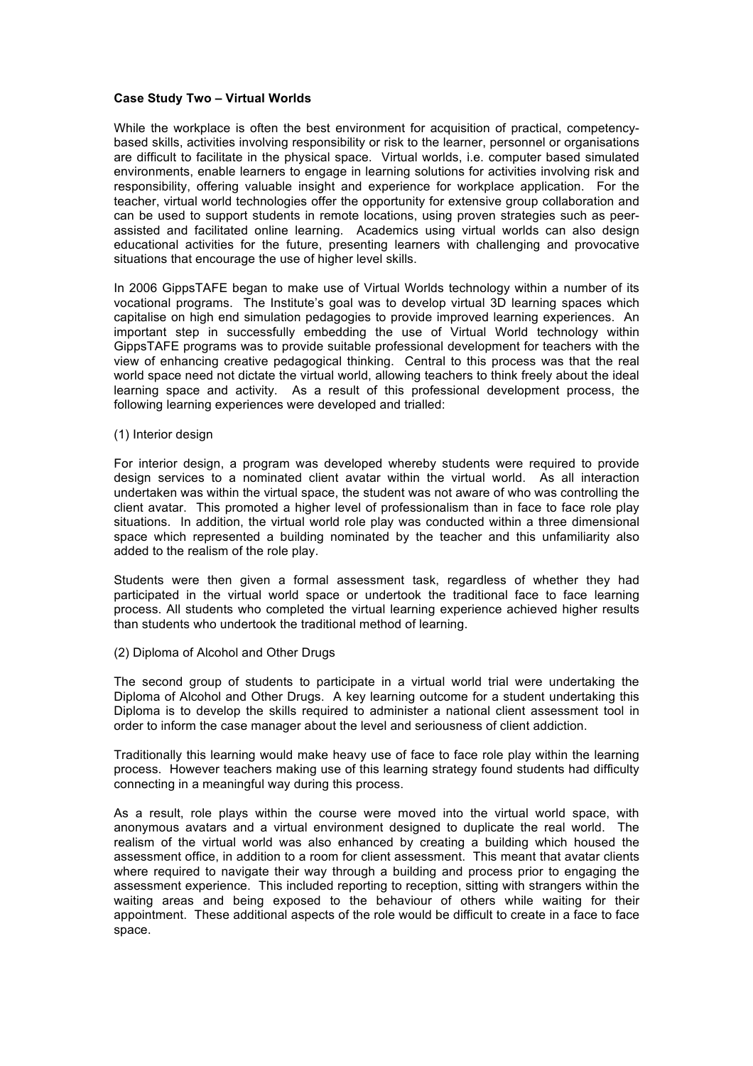**Case Study Two – Virtual Worlds**

While the workplace is often the best environment for acquisition of practical, competency-based skills, activities involving responsibility or risk to the learner, personnel or organisations are difficult to facilitate in the physical space. Virtual worlds, i.e. computer based simulated environments, enable learners to engage in learning solutions for activities involving risk and responsibility, offering valuable insight and experience for workplace application. For the teacher, virtual world technologies offer the opportunity for extensive group collaboration and can be used to support students in remote locations, using proven strategies such as peer-assisted and facilitated online learning. Academics using virtual worlds can also design educational activities for the future, presenting learners with challenging and provocative situations that encourage the use of higher level skills.

In 2006 GippsTAFE began to make use of Virtual Worlds technology within a number of its vocational programs. The Institute's goal was to develop virtual 3D learning spaces which capitalise on high end simulation pedagogies to provide improved learning experiences. An important step in successfully embedding the use of Virtual World technology within GippsTAFE programs was to provide suitable professional development for teachers with the view of enhancing creative pedagogical thinking. Central to this process was that the real world space need not dictate the virtual world, allowing teachers to think freely about the ideal learning space and activity. As a result of this professional development process, the following learning experiences were developed and trialled:

(1) Interior design

For interior design, a program was developed whereby students were required to provide design services to a nominated client avatar within the virtual world. As all interaction undertaken was within the virtual space, the student was not aware of who was controlling the client avatar. This promoted a higher level of professionalism than in face to face role play situations. In addition, the virtual world role play was conducted within a three dimensional space which represented a building nominated by the teacher and this unfamiliarity also added to the realism of the role play.

Students were then given a formal assessment task, regardless of whether they had participated in the virtual world space or undertook the traditional face to face learning process. All students who completed the virtual learning experience achieved higher results than students who undertook the traditional method of learning.

(2) Diploma of Alcohol and Other Drugs

The second group of students to participate in a virtual world trial were undertaking the Diploma of Alcohol and Other Drugs. A key learning outcome for a student undertaking this Diploma is to develop the skills required to administer a national client assessment tool in order to inform the case manager about the level and seriousness of client addiction.

Traditionally this learning would make heavy use of face to face role play within the learning process. However teachers making use of this learning strategy found students had difficulty connecting in a meaningful way during this process.

As a result, role plays within the course were moved into the virtual world space, with anonymous avatars and a virtual environment designed to duplicate the real world. The realism of the virtual world was also enhanced by creating a building which housed the assessment office, in addition to a room for client assessment. This meant that avatar clients where required to navigate their way through a building and process prior to engaging the assessment experience. This included reporting to reception, sitting with strangers within the waiting areas and being exposed to the behaviour of others while waiting for their appointment. These additional aspects of the role would be difficult to create in a face to face space.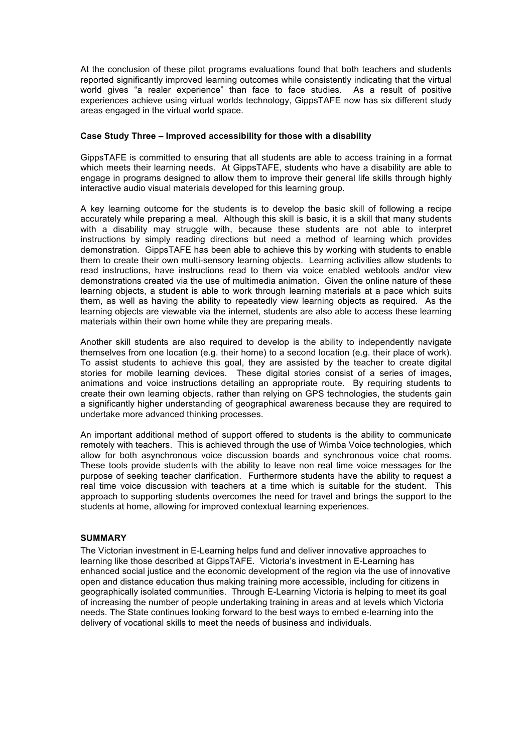At the conclusion of these pilot programs evaluations found that both teachers and students reported significantly improved learning outcomes while consistently indicating that the virtual world gives "a realer experience" than face to face studies. As a result of positive experiences achieve using virtual worlds technology, GippsTAFE now has six different study areas engaged in the virtual world space.

**Case Study Three – Improved accessibility for those with a disability**

GippsTAFE is committed to ensuring that all students are able to access training in a format which meets their learning needs. At GippsTAFE, students who have a disability are able to engage in programs designed to allow them to improve their general life skills through highly interactive audio visual materials developed for this learning group.

A key learning outcome for the students is to develop the basic skill of following a recipe accurately while preparing a meal. Although this skill is basic, it is a skill that many students with a disability may struggle with, because these students are not able to interpret instructions by simply reading directions but need a method of learning which provides demonstration. GippsTAFE has been able to achieve this by working with students to enable them to create their own multi-sensory learning objects. Learning activities allow students to read instructions, have instructions read to them via voice enabled webtools and/or view demonstrations created via the use of multimedia animation. Given the online nature of these learning objects, a student is able to work through learning materials at a pace which suits them, as well as having the ability to repeatedly view learning objects as required. As the learning objects are viewable via the internet, students are also able to access these learning materials within their own home while they are preparing meals.

Another skill students are also required to develop is the ability to independently navigate themselves from one location (e.g. their home) to a second location (e.g. their place of work). To assist students to achieve this goal, they are assisted by the teacher to create digital stories for mobile learning devices. These digital stories consist of a series of images, animations and voice instructions detailing an appropriate route. By requiring students to create their own learning objects, rather than relying on GPS technologies, the students gain a significantly higher understanding of geographical awareness because they are required to undertake more advanced thinking processes.

An important additional method of support offered to students is the ability to communicate remotely with teachers. This is achieved through the use of Wimba Voice technologies, which allow for both asynchronous voice discussion boards and synchronous voice chat rooms. These tools provide students with the ability to leave non real time voice messages for the purpose of seeking teacher clarification. Furthermore students have the ability to request a real time voice discussion with teachers at a time which is suitable for the student. This approach to supporting students overcomes the need for travel and brings the support to the students at home, allowing for improved contextual learning experiences.

**SUMMARY**

The Victorian investment in E-Learning helps fund and deliver innovative approaches to learning like those described at GippsTAFE. Victoria's investment in E-Learning has enhanced social justice and the economic development of the region via the use of innovative open and distance education thus making training more accessible, including for citizens in geographically isolated communities. Through E-Learning Victoria is helping to meet its goal of increasing the number of people undertaking training in areas and at levels which Victoria needs. The State continues looking forward to the best ways to embed e-learning into the delivery of vocational skills to meet the needs of business and individuals.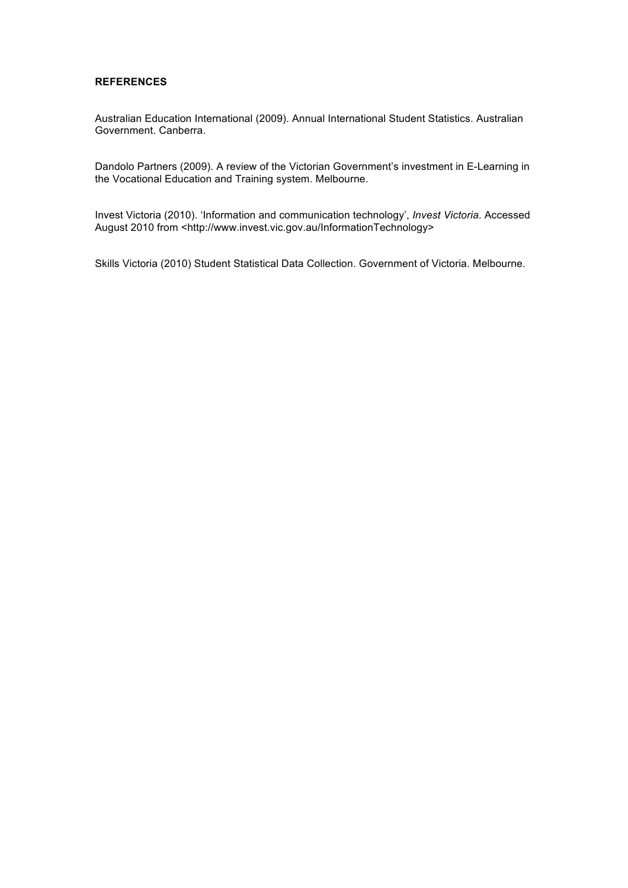**REFERENCES**

Australian Education International (2009). Annual International Student Statistics. Australian Government. Canberra.

Dandolo Partners (2009). A review of the Victorian Government's investment in E-Learning in the Vocational Education and Training system. Melbourne.

Invest Victoria (2010). 'Information and communication technology', *Invest Victoria*. Accessed August 2010 from <http://www.invest.vic.gov.au/InformationTechnology>

Skills Victoria (2010) Student Statistical Data Collection. Government of Victoria. Melbourne.